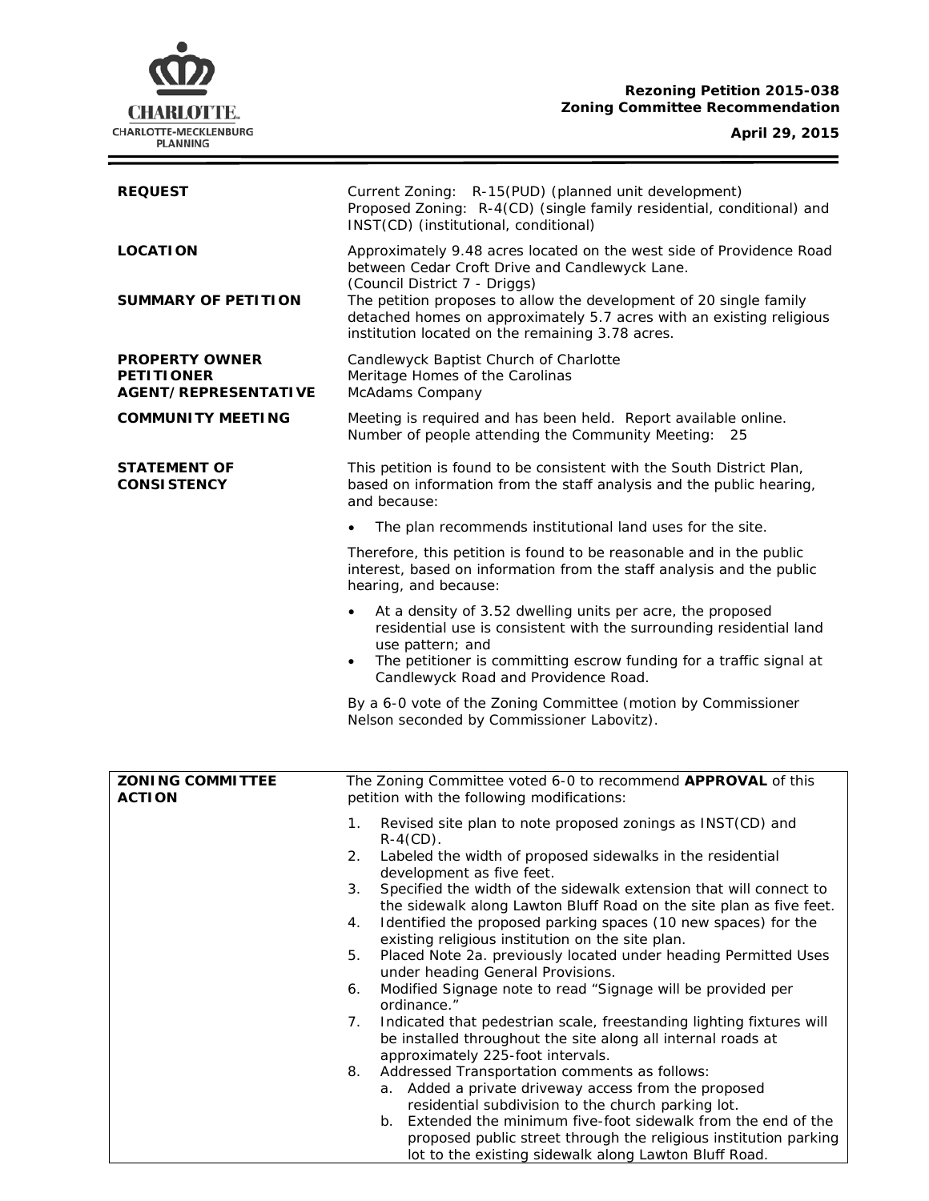**Rezoning Petition 2015-038**
**Zoning Committee Recommendation**

**April 29, 2015**

| | |
|---|---|
| **REQUEST** | Current Zoning: R-15(PUD) (planned unit development)<br>Proposed Zoning: R-4(CD) (single family residential, conditional) and INST(CD) (institutional, conditional) |
| **LOCATION** | Approximately 9.48 acres located on the west side of Providence Road between Cedar Croft Drive and Candlewyck Lane.<br>(Council District 7 - Driggs) |
| **SUMMARY OF PETITION** | The petition proposes to allow the development of 20 single family detached homes on approximately 5.7 acres with an existing religious institution located on the remaining 3.78 acres. |
| **PROPERTY OWNER**<br>**PETITIONER**<br>**AGENT/REPRESENTATIVE** | Candlewyck Baptist Church of Charlotte<br>Meritage Homes of the Carolinas<br>McAdams Company |
| **COMMUNITY MEETING** | Meeting is required and has been held. Report available online.<br>Number of people attending the Community Meeting: 25 |
| **STATEMENT OF CONSISTENCY** | This petition is found to be consistent with the South District Plan, based on information from the staff analysis and the public hearing, and because:<br>• The plan recommends institutional land uses for the site.<br>Therefore, this petition is found to be reasonable and in the public interest, based on information from the staff analysis and the public hearing, and because:<br>• At a density of 3.52 dwelling units per acre, the proposed residential use is consistent with the surrounding residential land use pattern; and<br>• The petitioner is committing escrow funding for a traffic signal at Candlewyck Road and Providence Road.<br>By a 6-0 vote of the Zoning Committee (motion by Commissioner Nelson seconded by Commissioner Labovitz). |

| | |
|---|---|
| **ZONING COMMITTEE ACTION** | The Zoning Committee voted 6-0 to recommend **APPROVAL** of this petition with the following modifications:<br>1. Revised site plan to note proposed zonings as INST(CD) and R-4(CD).<br>2. Labeled the width of proposed sidewalks in the residential development as five feet.<br>3. Specified the width of the sidewalk extension that will connect to the sidewalk along Lawton Bluff Road on the site plan as five feet.<br>4. Identified the proposed parking spaces (10 new spaces) for the existing religious institution on the site plan.<br>5. Placed Note 2a. previously located under heading Permitted Uses under heading General Provisions.<br>6. Modified Signage note to read "Signage will be provided per ordinance."<br>7. Indicated that pedestrian scale, freestanding lighting fixtures will be installed throughout the site along all internal roads at approximately 225-foot intervals.<br>8. Addressed Transportation comments as follows:<br>a. Added a private driveway access from the proposed residential subdivision to the church parking lot.<br>b. Extended the minimum five-foot sidewalk from the end of the proposed public street through the religious institution parking lot to the existing sidewalk along Lawton Bluff Road. |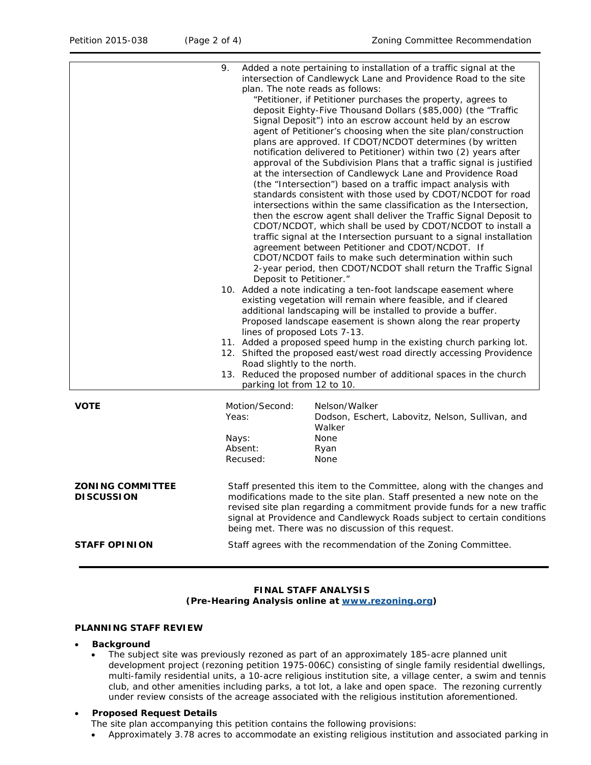9. Added a note pertaining to installation of a traffic signal at the intersection of Candlewyck Lane and Providence Road to the site plan. The note reads as follows:

   "Petitioner, if Petitioner purchases the property, agrees to deposit Eighty-Five Thousand Dollars ($85,000) (the "Traffic Signal Deposit") into an escrow account held by an escrow agent of Petitioner's choosing when the site plan/construction plans are approved. If CDOT/NCDOT determines (by written notification delivered to Petitioner) within two (2) years after approval of the Subdivision Plans that a traffic signal is justified at the intersection of Candlewyck Lane and Providence Road (the "Intersection") based on a traffic impact analysis with standards consistent with those used by CDOT/NCDOT for road intersections within the same classification as the Intersection, then the escrow agent shall deliver the Traffic Signal Deposit to CDOT/NCDOT, which shall be used by CDOT/NCDOT to install a traffic signal at the Intersection pursuant to a signal installation agreement between Petitioner and CDOT/NCDOT. If CDOT/NCDOT fails to make such determination within such 2-year period, then CDOT/NCDOT shall return the Traffic Signal Deposit to Petitioner."
10. Added a note indicating a ten-foot landscape easement where existing vegetation will remain where feasible, and if cleared additional landscaping will be installed to provide a buffer. Proposed landscape easement is shown along the rear property lines of proposed Lots 7-13.
11. Added a proposed speed hump in the existing church parking lot.
12. Shifted the proposed east/west road directly accessing Providence Road slightly to the north.
13. Reduced the proposed number of additional spaces in the church parking lot from 12 to 10.

**VOTE**

| | |
|---|---|
| Motion/Second: | Nelson/Walker |
| Yeas: | Dodson, Eschert, Labovitz, Nelson, Sullivan, and Walker |
| Nays: | None |
| Absent: | Ryan |
| Recused: | None |

**ZONING COMMITTEE DISCUSSION**

Staff presented this item to the Committee, along with the changes and modifications made to the site plan. Staff presented a new note on the revised site plan regarding a commitment provide funds for a new traffic signal at Providence and Candlewyck Roads subject to certain conditions being met. There was no discussion of this request.

**STAFF OPINION**

Staff agrees with the recommendation of the Zoning Committee.

---

**FINAL STAFF ANALYSIS**
**(Pre-Hearing Analysis online at www.rezoning.org)**

**PLANNING STAFF REVIEW**

- **Background**
  - The subject site was previously rezoned as part of an approximately 185-acre planned unit development project (rezoning petition 1975-006C) consisting of single family residential dwellings, multi-family residential units, a 10-acre religious institution site, a village center, a swim and tennis club, and other amenities including parks, a tot lot, a lake and open space. The rezoning currently under review consists of the acreage associated with the religious institution aforementioned.
- **Proposed Request Details**

  The site plan accompanying this petition contains the following provisions:
  - Approximately 3.78 acres to accommodate an existing religious institution and associated parking in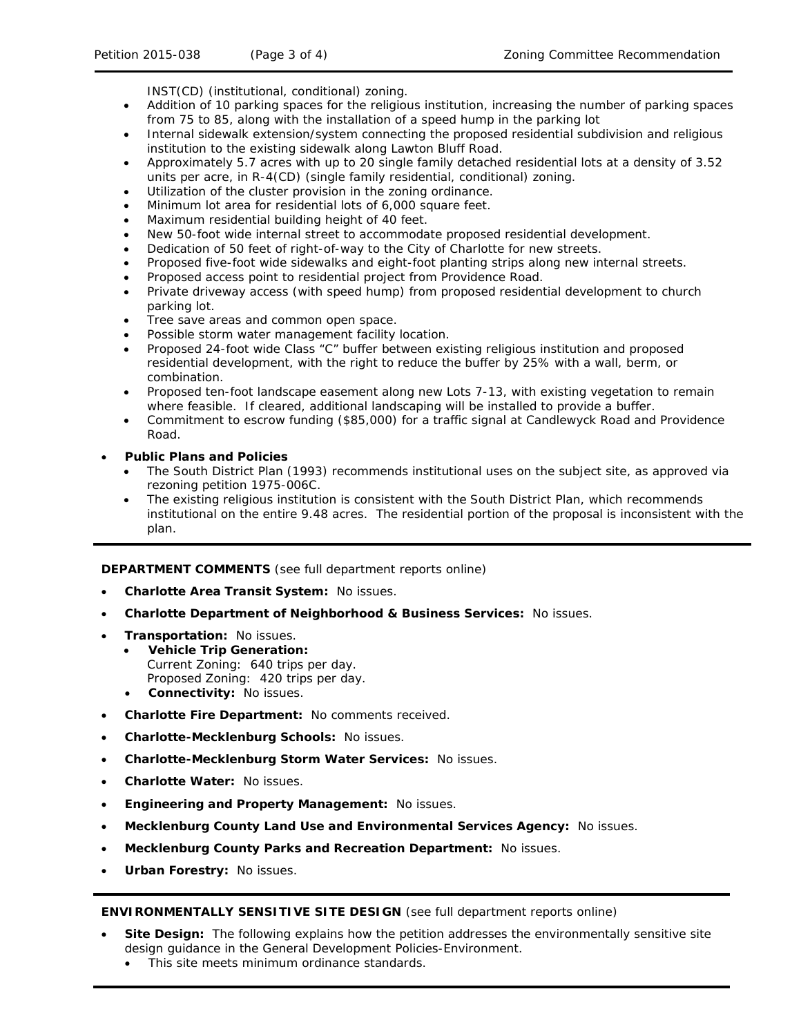INST(CD) (institutional, conditional) zoning.
- Addition of 10 parking spaces for the religious institution, increasing the number of parking spaces from 75 to 85, along with the installation of a speed hump in the parking lot
- Internal sidewalk extension/system connecting the proposed residential subdivision and religious institution to the existing sidewalk along Lawton Bluff Road.
- Approximately 5.7 acres with up to 20 single family detached residential lots at a density of 3.52 units per acre, in R-4(CD) (single family residential, conditional) zoning.
- Utilization of the cluster provision in the zoning ordinance.
- Minimum lot area for residential lots of 6,000 square feet.
- Maximum residential building height of 40 feet.
- New 50-foot wide internal street to accommodate proposed residential development.
- Dedication of 50 feet of right-of-way to the City of Charlotte for new streets.
- Proposed five-foot wide sidewalks and eight-foot planting strips along new internal streets.
- Proposed access point to residential project from Providence Road.
- Private driveway access (with speed hump) from proposed residential development to church parking lot.
- Tree save areas and common open space.
- Possible storm water management facility location.
- Proposed 24-foot wide Class "C" buffer between existing religious institution and proposed residential development, with the right to reduce the buffer by 25% with a wall, berm, or combination.
- Proposed ten-foot landscape easement along new Lots 7-13, with existing vegetation to remain where feasible. If cleared, additional landscaping will be installed to provide a buffer.
- Commitment to escrow funding ($85,000) for a traffic signal at Candlewyck Road and Providence Road.

- **Public Plans and Policies**
  - The South District Plan (1993) recommends institutional uses on the subject site, as approved via rezoning petition 1975-006C.
  - The existing religious institution is consistent with the South District Plan, which recommends institutional on the entire 9.48 acres. The residential portion of the proposal is inconsistent with the plan.

---

**DEPARTMENT COMMENTS** (see full department reports online)

- **Charlotte Area Transit System:** No issues.
- **Charlotte Department of Neighborhood & Business Services:** No issues.
- **Transportation:** No issues.
  - **Vehicle Trip Generation:**
    Current Zoning: 640 trips per day.
    Proposed Zoning: 420 trips per day.
  - **Connectivity:** No issues.
- **Charlotte Fire Department:** No comments received.
- **Charlotte-Mecklenburg Schools:** No issues.
- **Charlotte-Mecklenburg Storm Water Services:** No issues.
- **Charlotte Water:** No issues.
- **Engineering and Property Management:** No issues.
- **Mecklenburg County Land Use and Environmental Services Agency:** No issues.
- **Mecklenburg County Parks and Recreation Department:** No issues.
- **Urban Forestry:** No issues.

---

**ENVIRONMENTALLY SENSITIVE SITE DESIGN** (see full department reports online)

- **Site Design:** The following explains how the petition addresses the environmentally sensitive site design guidance in the General Development Policies-Environment.
  - This site meets minimum ordinance standards.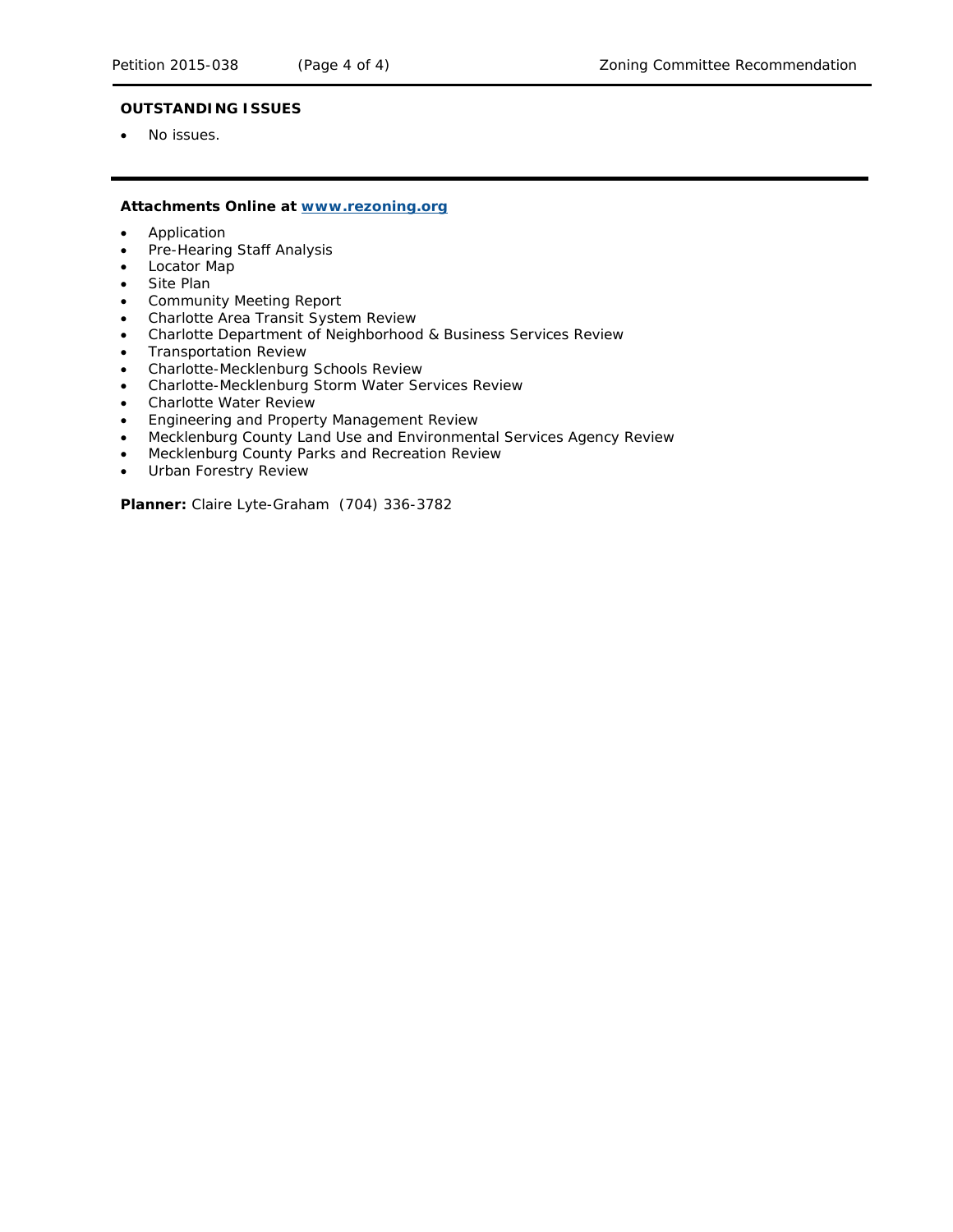**OUTSTANDING ISSUES**

- No issues.

---

**Attachments Online at [www.rezoning.org](www.rezoning.org)**

- Application
- Pre-Hearing Staff Analysis
- Locator Map
- Site Plan
- Community Meeting Report
- Charlotte Area Transit System Review
- Charlotte Department of Neighborhood & Business Services Review
- Transportation Review
- Charlotte-Mecklenburg Schools Review
- Charlotte-Mecklenburg Storm Water Services Review
- Charlotte Water Review
- Engineering and Property Management Review
- Mecklenburg County Land Use and Environmental Services Agency Review
- Mecklenburg County Parks and Recreation Review
- Urban Forestry Review

**Planner:** Claire Lyte-Graham (704) 336-3782